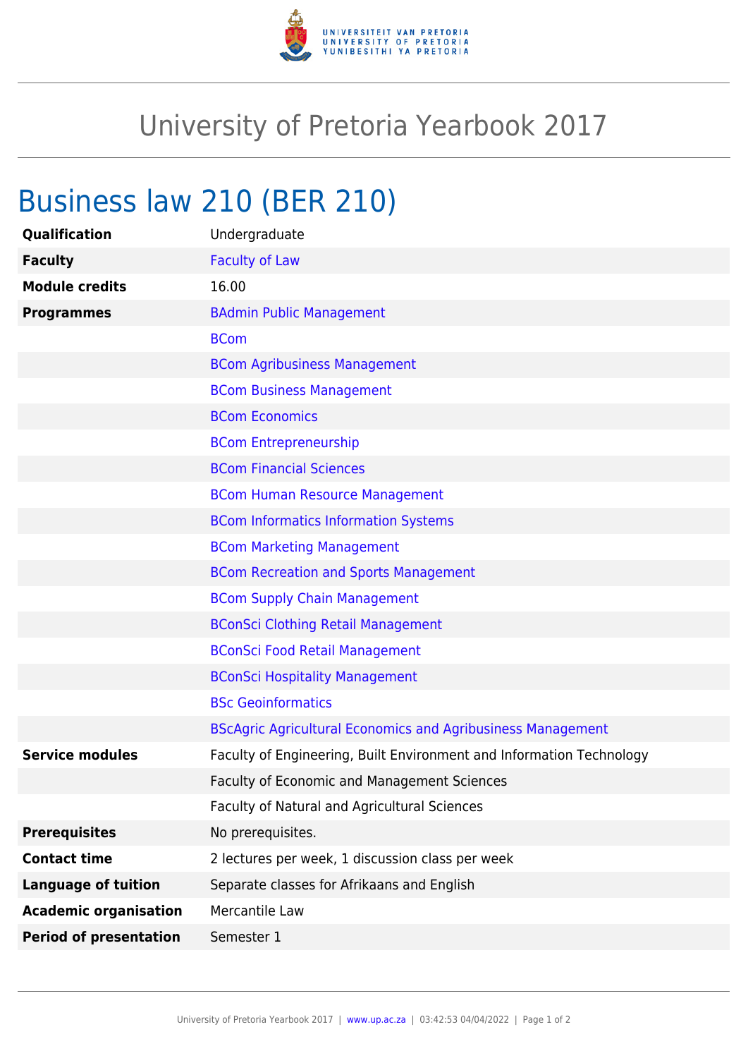# University of Pretoria Yearbook 2017

## Business law 210 (BER 210)

| | |
|---|---|
| **Qualification** | Undergraduate |
| **Faculty** | Faculty of Law |
| **Module credits** | 16.00 |
| **Programmes** | BAdmin Public Management |
| | BCom |
| | BCom Agribusiness Management |
| | BCom Business Management |
| | BCom Economics |
| | BCom Entrepreneurship |
| | BCom Financial Sciences |
| | BCom Human Resource Management |
| | BCom Informatics Information Systems |
| | BCom Marketing Management |
| | BCom Recreation and Sports Management |
| | BCom Supply Chain Management |
| | BConSci Clothing Retail Management |
| | BConSci Food Retail Management |
| | BConSci Hospitality Management |
| | BSc Geoinformatics |
| | BScAgric Agricultural Economics and Agribusiness Management |
| **Service modules** | Faculty of Engineering, Built Environment and Information Technology |
| | Faculty of Economic and Management Sciences |
| | Faculty of Natural and Agricultural Sciences |
| **Prerequisites** | No prerequisites. |
| **Contact time** | 2 lectures per week, 1 discussion class per week |
| **Language of tuition** | Separate classes for Afrikaans and English |
| **Academic organisation** | Mercantile Law |
| **Period of presentation** | Semester 1 |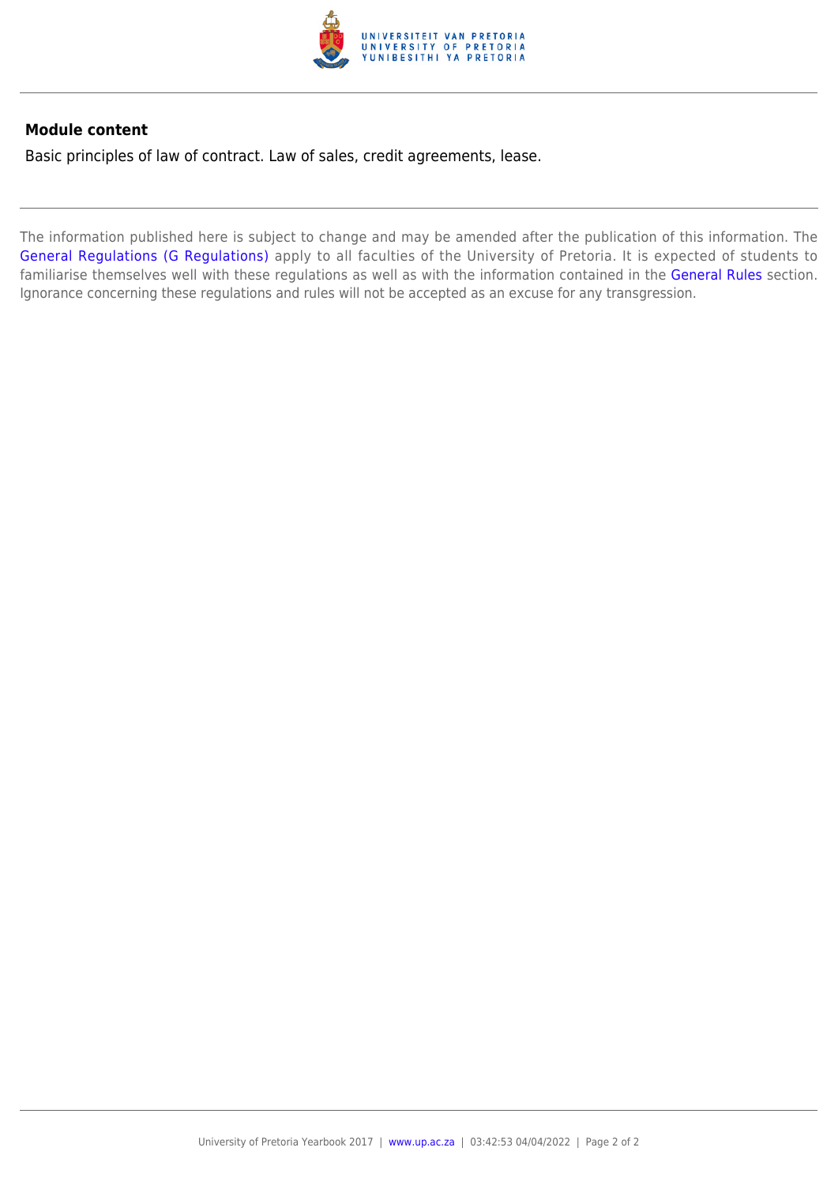**Module content**

Basic principles of law of contract. Law of sales, credit agreements, lease.

The information published here is subject to change and may be amended after the publication of this information. The General Regulations (G Regulations) apply to all faculties of the University of Pretoria. It is expected of students to familiarise themselves well with these regulations as well as with the information contained in the General Rules section. Ignorance concerning these regulations and rules will not be accepted as an excuse for any transgression.